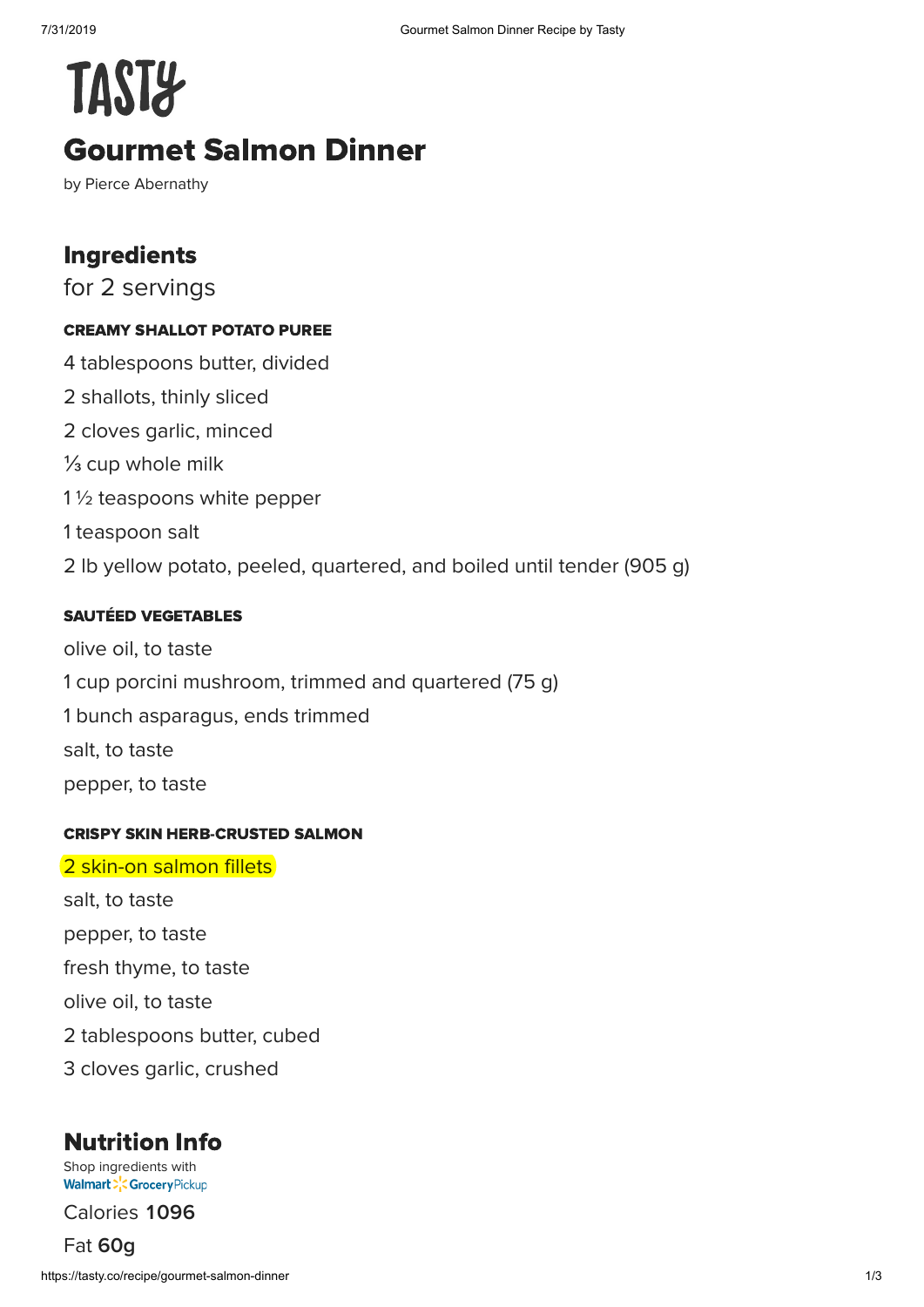# TASTY

# Gourmet Salmon Dinner

by Pierce Abernathy

## Ingredients

for 2 servings

### CREAMY SHALLOT POTATO PUREE

4 tablespoons butter, divided

2 shallots, thinly sliced

2 cloves garlic, minced

⅓ cup whole milk

1 ½ teaspoons white pepper

1 teaspoon salt

2 lb yellow potato, peeled, quartered, and boiled until tender (905 g)

### SAUTÉED VEGETABLES

olive oil, to taste

1 cup porcini mushroom, trimmed and quartered (75 g)

1 bunch asparagus, ends trimmed

salt, to taste

pepper, to taste

### CRISPY SKIN HERB-CRUSTED SALMON

2 skin-on salmon fillets

salt, to taste

pepper, to taste

fresh thyme, to taste

olive oil, to taste

2 tablespoons butter, cubed

3 cloves garlic, crushed

## Nutrition Info

Shop ingredients with Walmart Grocery Pickup

Calories **1096**

Fat **60g**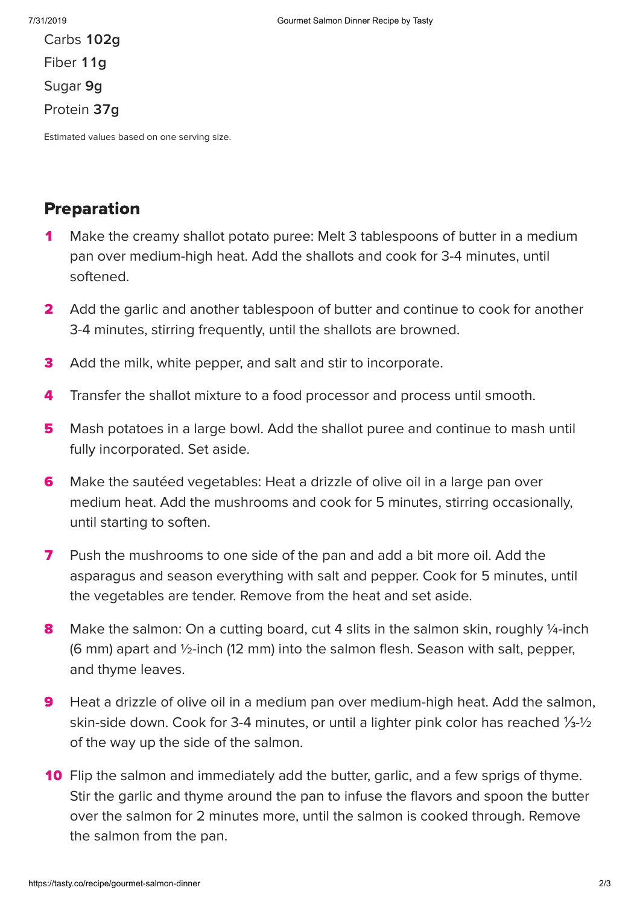Carbs **102g**

Fiber **11g**

Sugar **9g**

Protein **37g**

Estimated values based on one serving size.

## Preparation

1. Make the creamy shallot potato puree: Melt 3 tablespoons of butter in a medium pan over medium-high heat. Add the shallots and cook for 3-4 minutes, until softened.
2. Add the garlic and another tablespoon of butter and continue to cook for another 3-4 minutes, stirring frequently, until the shallots are browned.
3. Add the milk, white pepper, and salt and stir to incorporate.
4. Transfer the shallot mixture to a food processor and process until smooth.
5. Mash potatoes in a large bowl. Add the shallot puree and continue to mash until fully incorporated. Set aside.
6. Make the sautéed vegetables: Heat a drizzle of olive oil in a large pan over medium heat. Add the mushrooms and cook for 5 minutes, stirring occasionally, until starting to soften.
7. Push the mushrooms to one side of the pan and add a bit more oil. Add the asparagus and season everything with salt and pepper. Cook for 5 minutes, until the vegetables are tender. Remove from the heat and set aside.
8. Make the salmon: On a cutting board, cut 4 slits in the salmon skin, roughly ¼-inch (6 mm) apart and ½-inch (12 mm) into the salmon flesh. Season with salt, pepper, and thyme leaves.
9. Heat a drizzle of olive oil in a medium pan over medium-high heat. Add the salmon, skin-side down. Cook for 3-4 minutes, or until a lighter pink color has reached ⅓-½ of the way up the side of the salmon.
10. Flip the salmon and immediately add the butter, garlic, and a few sprigs of thyme. Stir the garlic and thyme around the pan to infuse the flavors and spoon the butter over the salmon for 2 minutes more, until the salmon is cooked through. Remove the salmon from the pan.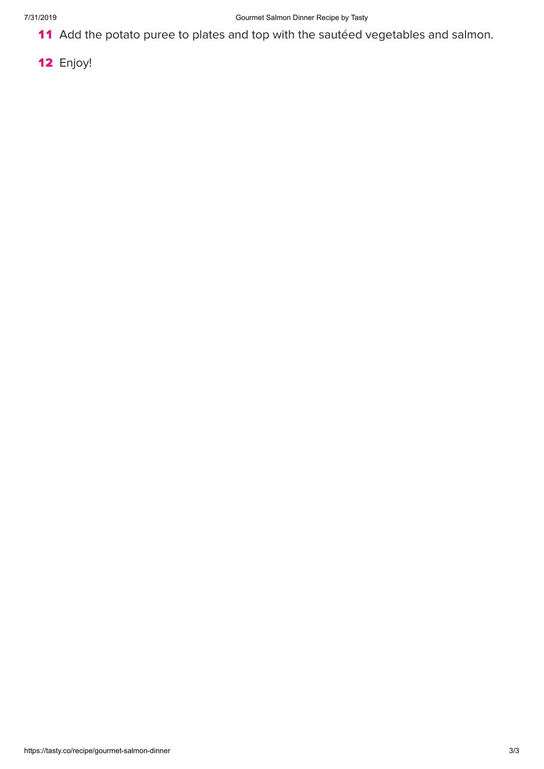11. Add the potato puree to plates and top with the sautéed vegetables and salmon.
12. Enjoy!